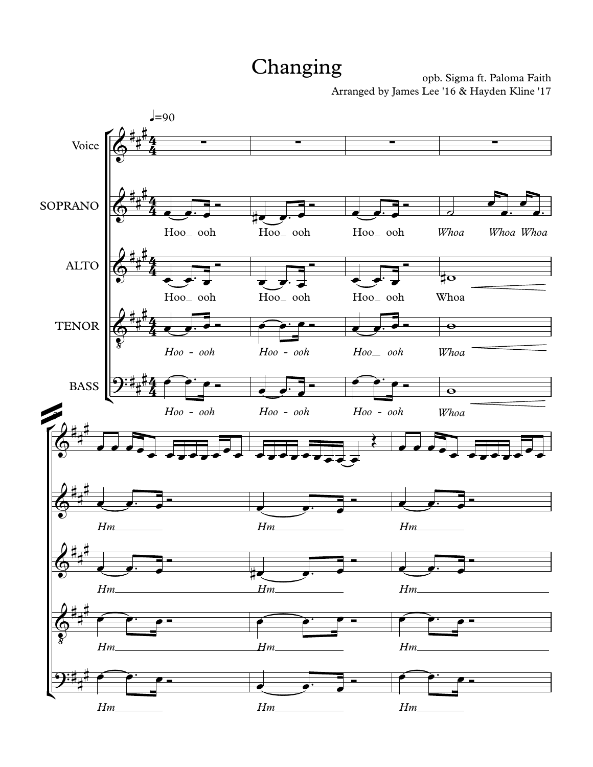# Changing

opb. Sigma ft. Paloma Faith

Arranged by James Lee '16 & Hayden Kline '17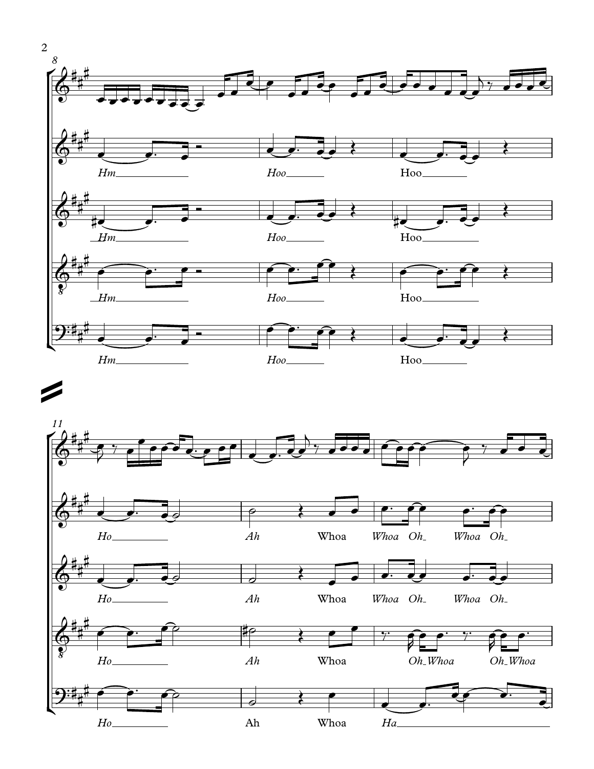8

Hm Hoo Hoo

Hm Hoo Hoo

Hm Hoo Hoo

Hm Hoo Hoo

11

Ho Ah Whoa *Whoa Oh Whoa Oh*

Ho Ah Whoa *Whoa Oh Whoa Oh*

Ho Ah Whoa *Oh Whoa Oh Whoa*

Ho Ah Whoa *Ha*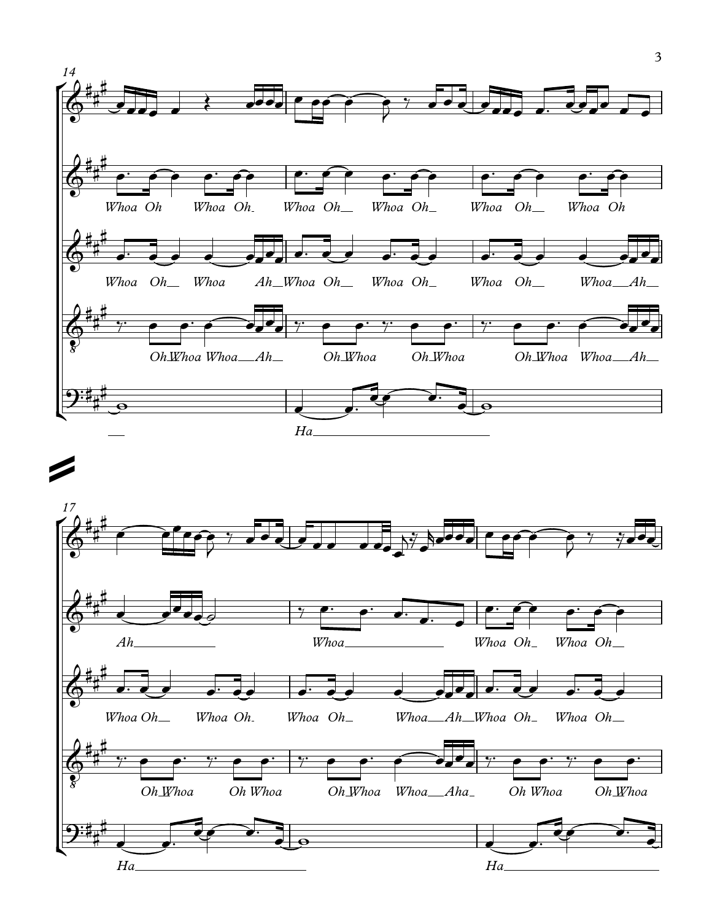14

Whoa Oh Whoa Oh Whoa Oh Whoa Oh Whoa Oh Whoa Oh

Whoa Oh Whoa Ah Whoa Oh Whoa Oh Whoa Oh Whoa Ah

Oh Whoa Whoa Ah Oh Whoa Oh Whoa Oh Whoa Whoa Ah

Ha

17

Ah Whoa Whoa Oh Whoa Oh

Whoa Oh Whoa Oh Whoa Oh Whoa Ah Whoa Oh Whoa Oh

Oh Whoa Oh Whoa Oh Whoa Whoa Aha Oh Whoa Oh Whoa

Ha Ha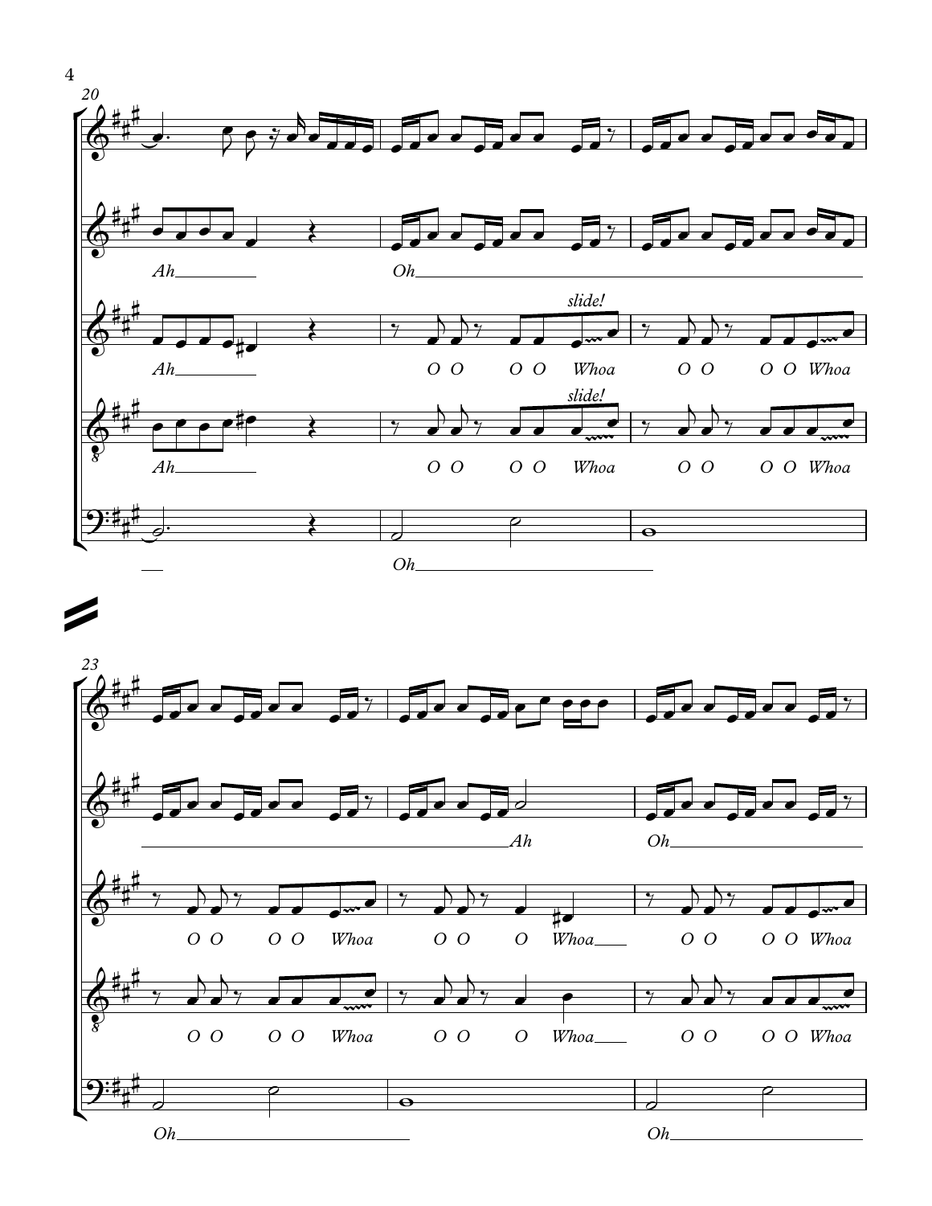20

Ah

Oh

slide!

Ah

O O O O Whoa O O O O Whoa

slide!

Ah

O O O O Whoa O O O O Whoa

Oh

23

Ah

Oh

O O O O Whoa O O O Whoa O O O O Whoa

O O O O Whoa O O O Whoa O O O O Whoa

Oh

Oh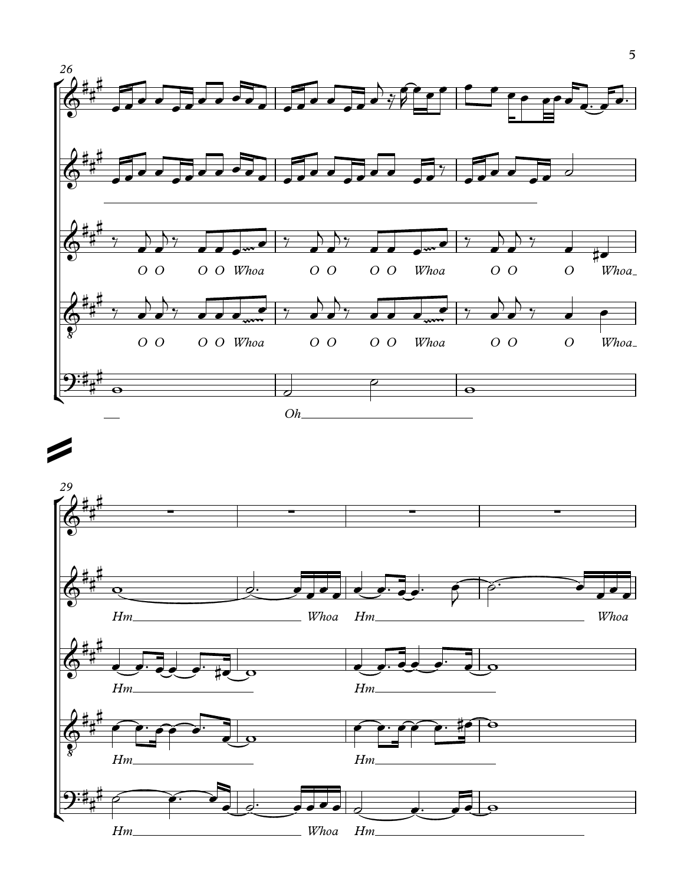26

O O O O Whoa O O O O Whoa O O O Whoa

O O O O Whoa O O O O Whoa O O O Whoa

Oh

29

Hm Whoa Hm Whoa

Hm Hm

Hm Hm

Hm Whoa Hm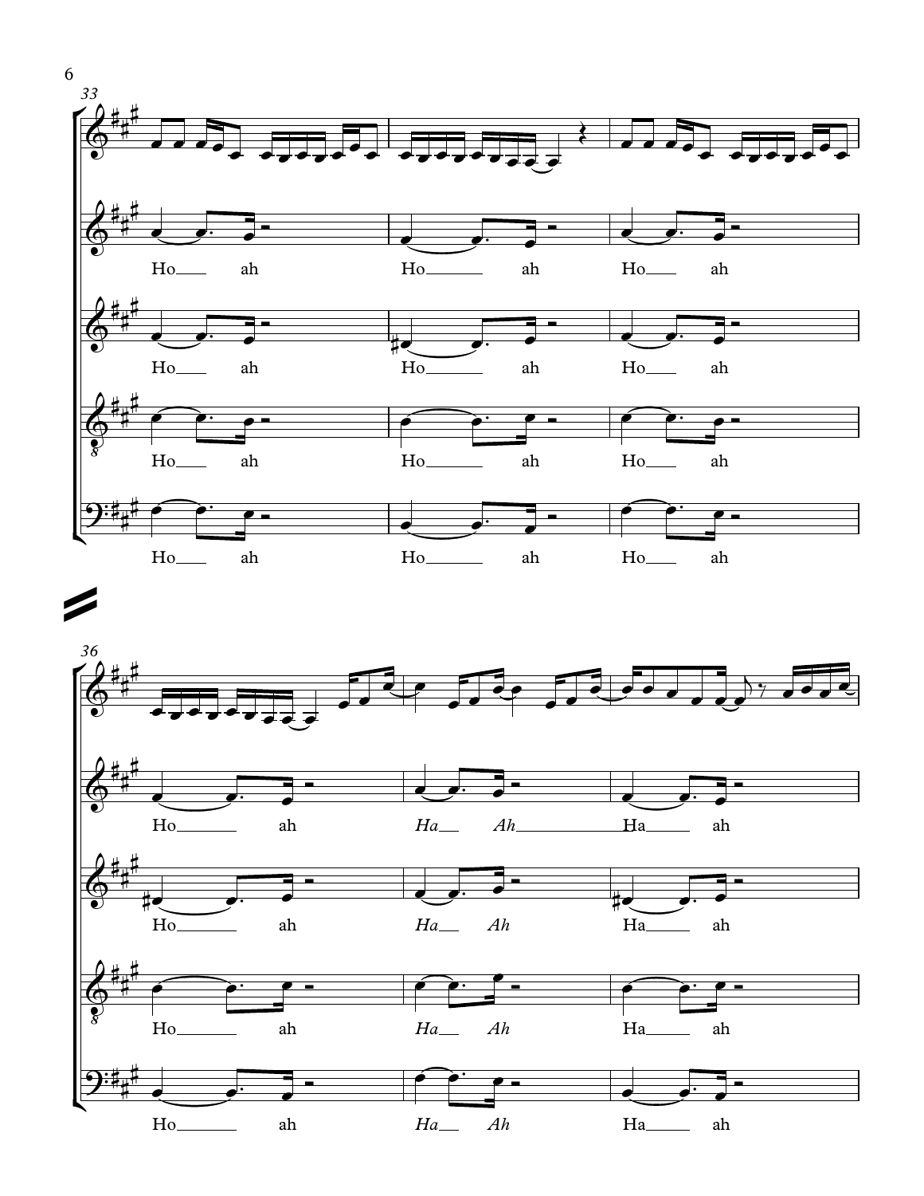33

Ho ah Ho ah Ho ah

Ho ah Ho ah Ho ah

Ho ah Ho ah Ho ah

Ho ah Ho ah Ho ah

36

Ho ah *Ha* *Ah* Ha ah

Ho ah *Ha* *Ah* Ha ah

Ho ah *Ha* *Ah* Ha ah

Ho ah *Ha* *Ah* Ha ah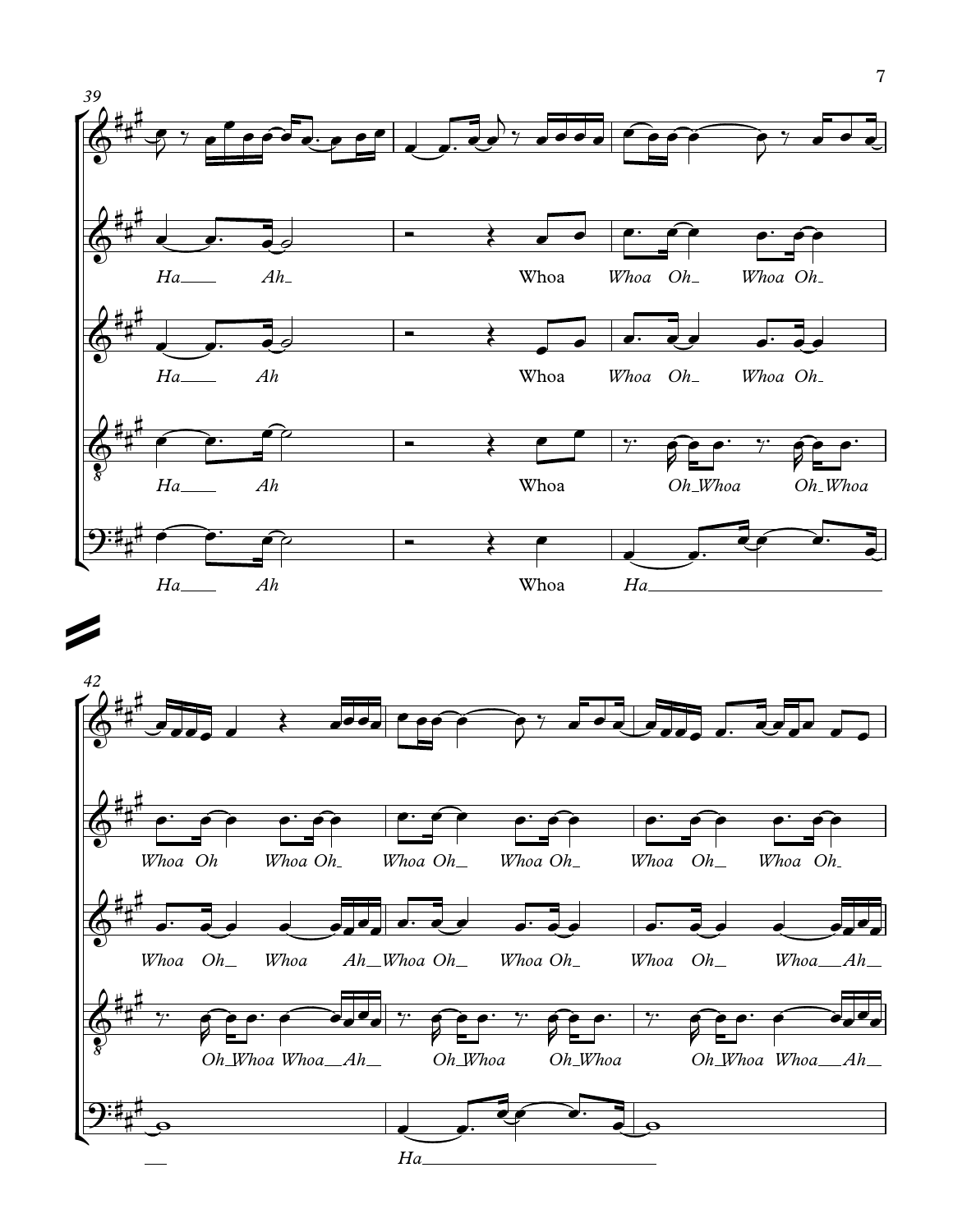39

Ha Ah Whoa Whoa Oh Whoa Oh

Ha Ah Whoa Whoa Oh Whoa Oh

Ha Ah Whoa Oh Whoa Oh Whoa

Ha Ah Whoa Ha

42

Whoa Oh Whoa Oh Whoa Oh Whoa Oh Whoa Oh Whoa Oh

Whoa Oh Whoa Ah Whoa Oh Whoa Oh Whoa Oh Whoa Ah

Oh Whoa Whoa Ah Oh Whoa Oh Whoa Oh Whoa Whoa Ah

Ha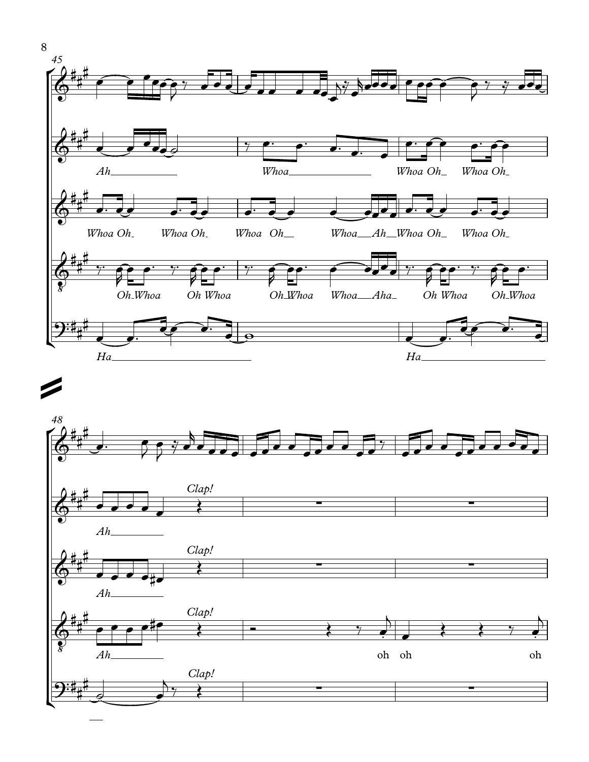45

Ah

Whoa Whoa Oh Whoa Oh

Whoa Oh Whoa Oh Whoa Oh Whoa Ah Whoa Oh Whoa Oh

Oh Whoa Oh Whoa Oh Whoa Whoa Aha Oh Whoa Oh Whoa

Ha Ha

48

Clap!

Ah

Clap!

Ah

Clap!

Ah oh oh oh

Clap!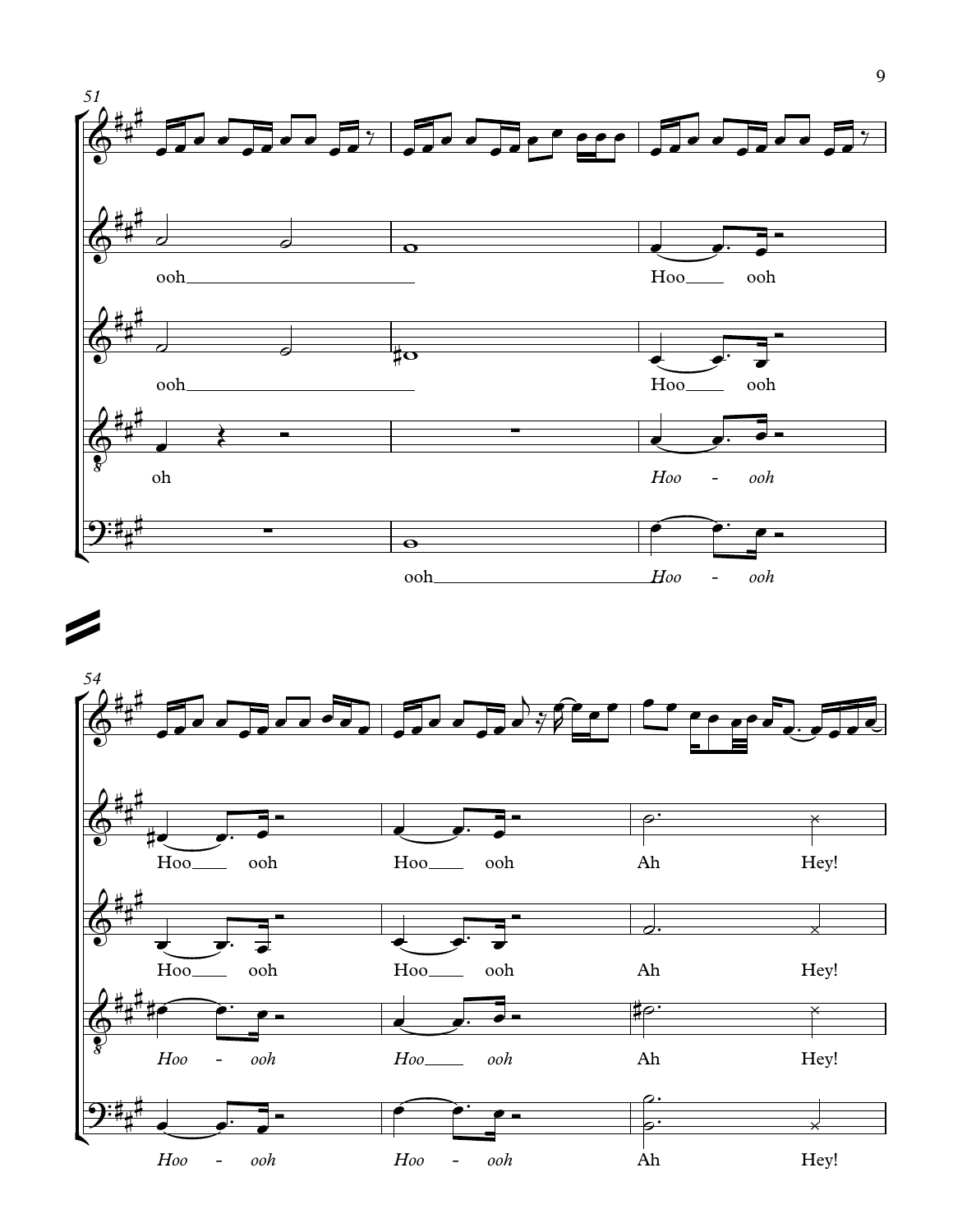51

ooh

ooh

oh

ooh

Hoo ooh

Hoo ooh

*Hoo - ooh*

*Hoo - ooh*

54

Hoo ooh Hoo ooh Ah Hey!

Hoo ooh Hoo ooh Ah Hey!

*Hoo - ooh* *Hoo ooh* Ah Hey!

*Hoo - ooh* *Hoo - ooh* Ah Hey!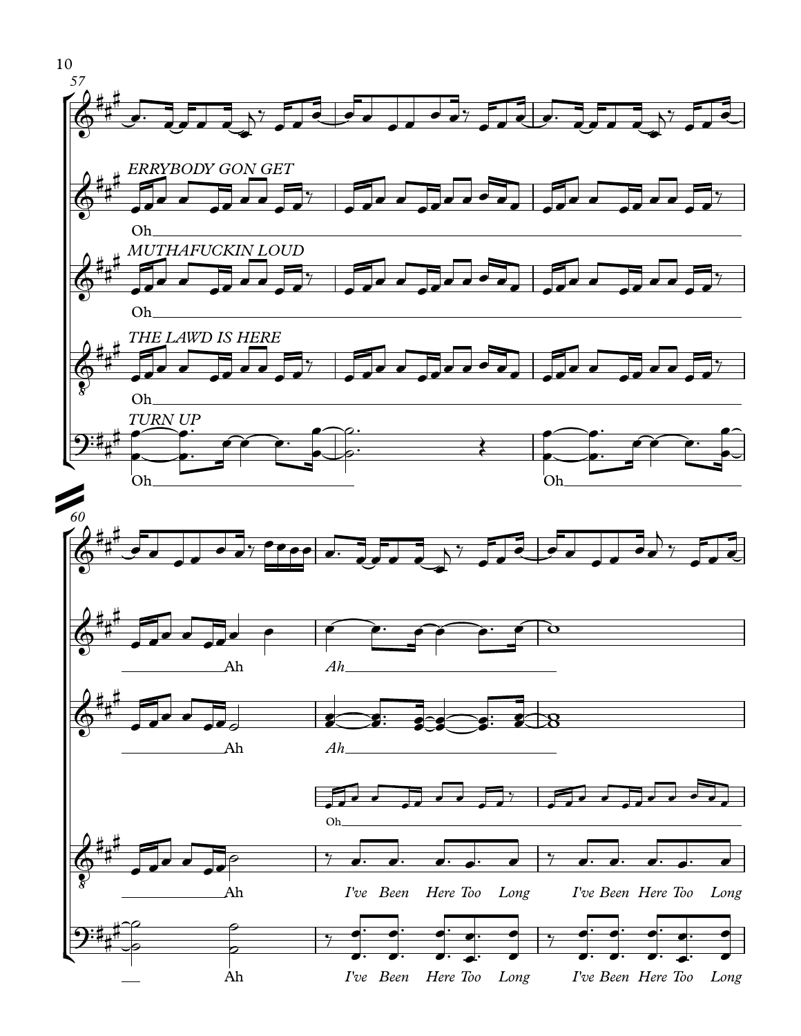57

*ERRYBODY GON GET*

Oh

*MUTHAFUCKIN LOUD*

Oh

*THE LAWD IS HERE*

Oh

*TURN UP*

Oh

Oh

60

Ah *Ah*

Ah *Ah*

Oh

Ah *I've Been Here Too Long* *I've Been Here Too Long*

Ah *I've Been Here Too Long* *I've Been Here Too Long*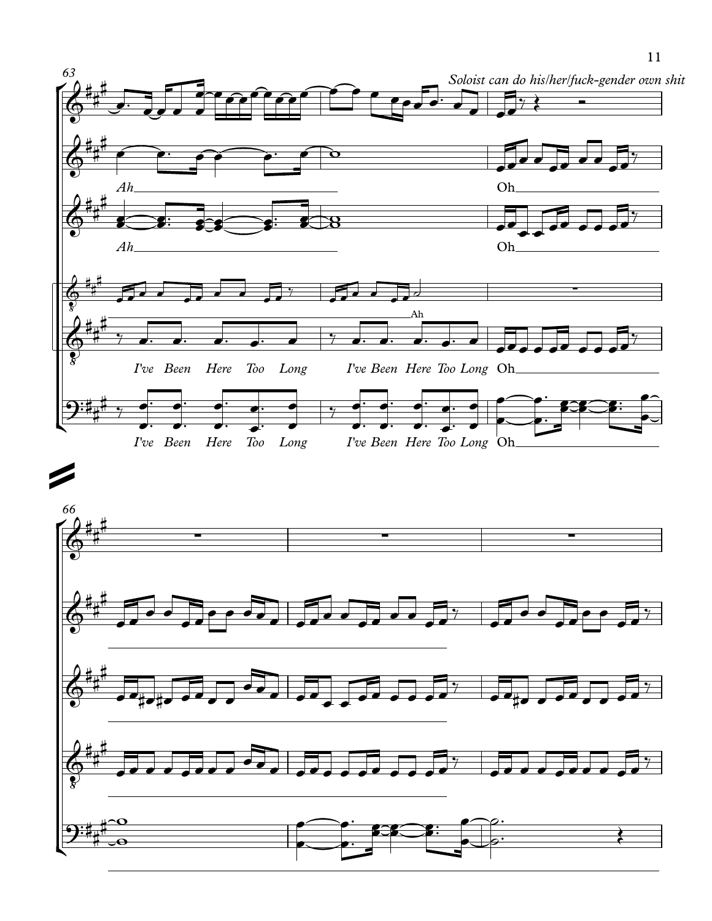*Soloist can do his/her/fuck-gender own shit*

Ah

Ah

Oh

Oh

Ah

I've Been Here Too Long I've Been Here Too Long Oh

I've Been Here Too Long I've Been Here Too Long Oh